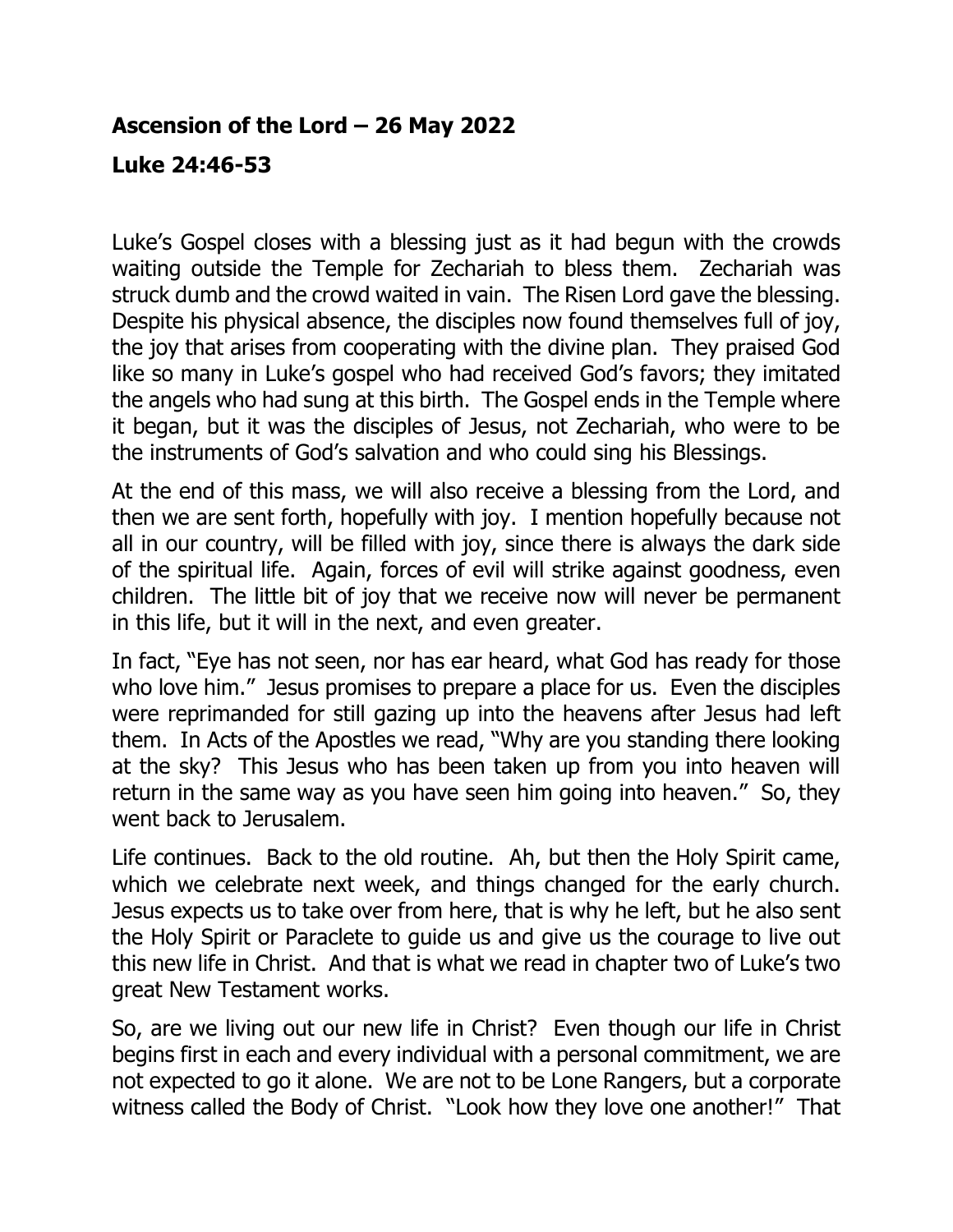**Ascension of the Lord – 26 May 2022**

**Luke 24:46-53**

Luke's Gospel closes with a blessing just as it had begun with the crowds waiting outside the Temple for Zechariah to bless them. Zechariah was struck dumb and the crowd waited in vain. The Risen Lord gave the blessing. Despite his physical absence, the disciples now found themselves full of joy, the joy that arises from cooperating with the divine plan. They praised God like so many in Luke's gospel who had received God's favors; they imitated the angels who had sung at this birth. The Gospel ends in the Temple where it began, but it was the disciples of Jesus, not Zechariah, who were to be the instruments of God's salvation and who could sing his Blessings.

At the end of this mass, we will also receive a blessing from the Lord, and then we are sent forth, hopefully with joy. I mention hopefully because not all in our country, will be filled with joy, since there is always the dark side of the spiritual life. Again, forces of evil will strike against goodness, even children. The little bit of joy that we receive now will never be permanent in this life, but it will in the next, and even greater.

In fact, "Eye has not seen, nor has ear heard, what God has ready for those who love him." Jesus promises to prepare a place for us. Even the disciples were reprimanded for still gazing up into the heavens after Jesus had left them. In Acts of the Apostles we read, "Why are you standing there looking at the sky? This Jesus who has been taken up from you into heaven will return in the same way as you have seen him going into heaven." So, they went back to Jerusalem.

Life continues. Back to the old routine. Ah, but then the Holy Spirit came, which we celebrate next week, and things changed for the early church. Jesus expects us to take over from here, that is why he left, but he also sent the Holy Spirit or Paraclete to guide us and give us the courage to live out this new life in Christ. And that is what we read in chapter two of Luke's two great New Testament works.

So, are we living out our new life in Christ? Even though our life in Christ begins first in each and every individual with a personal commitment, we are not expected to go it alone. We are not to be Lone Rangers, but a corporate witness called the Body of Christ. "Look how they love one another!" That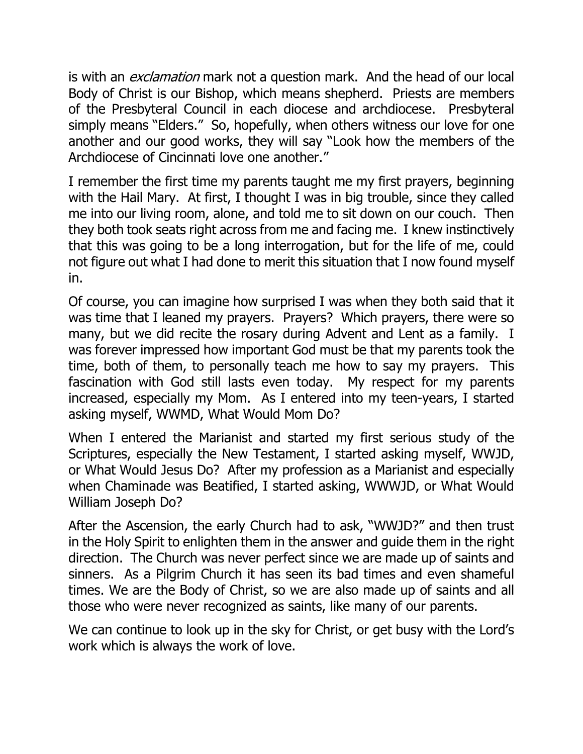is with an *exclamation* mark not a question mark. And the head of our local Body of Christ is our Bishop, which means shepherd. Priests are members of the Presbyteral Council in each diocese and archdiocese. Presbyteral simply means "Elders." So, hopefully, when others witness our love for one another and our good works, they will say "Look how the members of the Archdiocese of Cincinnati love one another."

I remember the first time my parents taught me my first prayers, beginning with the Hail Mary. At first, I thought I was in big trouble, since they called me into our living room, alone, and told me to sit down on our couch. Then they both took seats right across from me and facing me. I knew instinctively that this was going to be a long interrogation, but for the life of me, could not figure out what I had done to merit this situation that I now found myself in.

Of course, you can imagine how surprised I was when they both said that it was time that I leaned my prayers. Prayers? Which prayers, there were so many, but we did recite the rosary during Advent and Lent as a family. I was forever impressed how important God must be that my parents took the time, both of them, to personally teach me how to say my prayers. This fascination with God still lasts even today. My respect for my parents increased, especially my Mom. As I entered into my teen-years, I started asking myself, WWMD, What Would Mom Do?

When I entered the Marianist and started my first serious study of the Scriptures, especially the New Testament, I started asking myself, WWJD, or What Would Jesus Do? After my profession as a Marianist and especially when Chaminade was Beatified, I started asking, WWWJD, or What Would William Joseph Do?

After the Ascension, the early Church had to ask, "WWJD?" and then trust in the Holy Spirit to enlighten them in the answer and guide them in the right direction. The Church was never perfect since we are made up of saints and sinners. As a Pilgrim Church it has seen its bad times and even shameful times. We are the Body of Christ, so we are also made up of saints and all those who were never recognized as saints, like many of our parents.

We can continue to look up in the sky for Christ, or get busy with the Lord's work which is always the work of love.